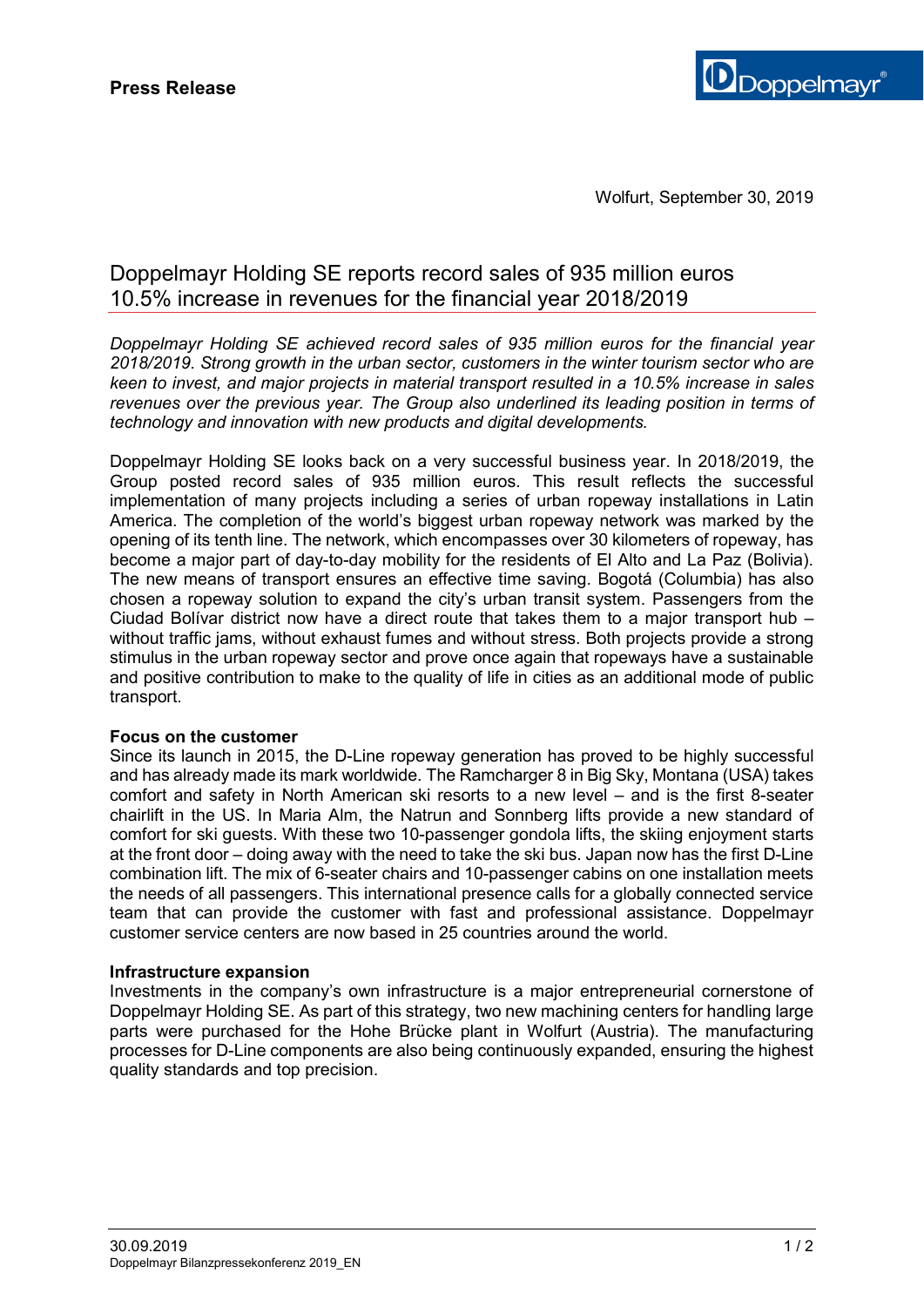**Press Release**

Wolfurt, September 30, 2019

# Doppelmayr Holding SE reports record sales of 935 million euros 10.5% increase in revenues for the financial year 2018/2019

*Doppelmayr Holding SE achieved record sales of 935 million euros for the financial year 2018/2019. Strong growth in the urban sector, customers in the winter tourism sector who are keen to invest, and major projects in material transport resulted in a 10.5% increase in sales revenues over the previous year. The Group also underlined its leading position in terms of technology and innovation with new products and digital developments.*

Doppelmayr Holding SE looks back on a very successful business year. In 2018/2019, the Group posted record sales of 935 million euros. This result reflects the successful implementation of many projects including a series of urban ropeway installations in Latin America. The completion of the world's biggest urban ropeway network was marked by the opening of its tenth line. The network, which encompasses over 30 kilometers of ropeway, has become a major part of day-to-day mobility for the residents of El Alto and La Paz (Bolivia). The new means of transport ensures an effective time saving. Bogotá (Columbia) has also chosen a ropeway solution to expand the city's urban transit system. Passengers from the Ciudad Bolívar district now have a direct route that takes them to a major transport hub – without traffic jams, without exhaust fumes and without stress. Both projects provide a strong stimulus in the urban ropeway sector and prove once again that ropeways have a sustainable and positive contribution to make to the quality of life in cities as an additional mode of public transport.

**Focus on the customer**

Since its launch in 2015, the D-Line ropeway generation has proved to be highly successful and has already made its mark worldwide. The Ramcharger 8 in Big Sky, Montana (USA) takes comfort and safety in North American ski resorts to a new level – and is the first 8-seater chairlift in the US. In Maria Alm, the Natrun and Sonnberg lifts provide a new standard of comfort for ski guests. With these two 10-passenger gondola lifts, the skiing enjoyment starts at the front door – doing away with the need to take the ski bus. Japan now has the first D-Line combination lift. The mix of 6-seater chairs and 10-passenger cabins on one installation meets the needs of all passengers. This international presence calls for a globally connected service team that can provide the customer with fast and professional assistance. Doppelmayr customer service centers are now based in 25 countries around the world.

**Infrastructure expansion**

Investments in the company's own infrastructure is a major entrepreneurial cornerstone of Doppelmayr Holding SE. As part of this strategy, two new machining centers for handling large parts were purchased for the Hohe Brücke plant in Wolfurt (Austria). The manufacturing processes for D-Line components are also being continuously expanded, ensuring the highest quality standards and top precision.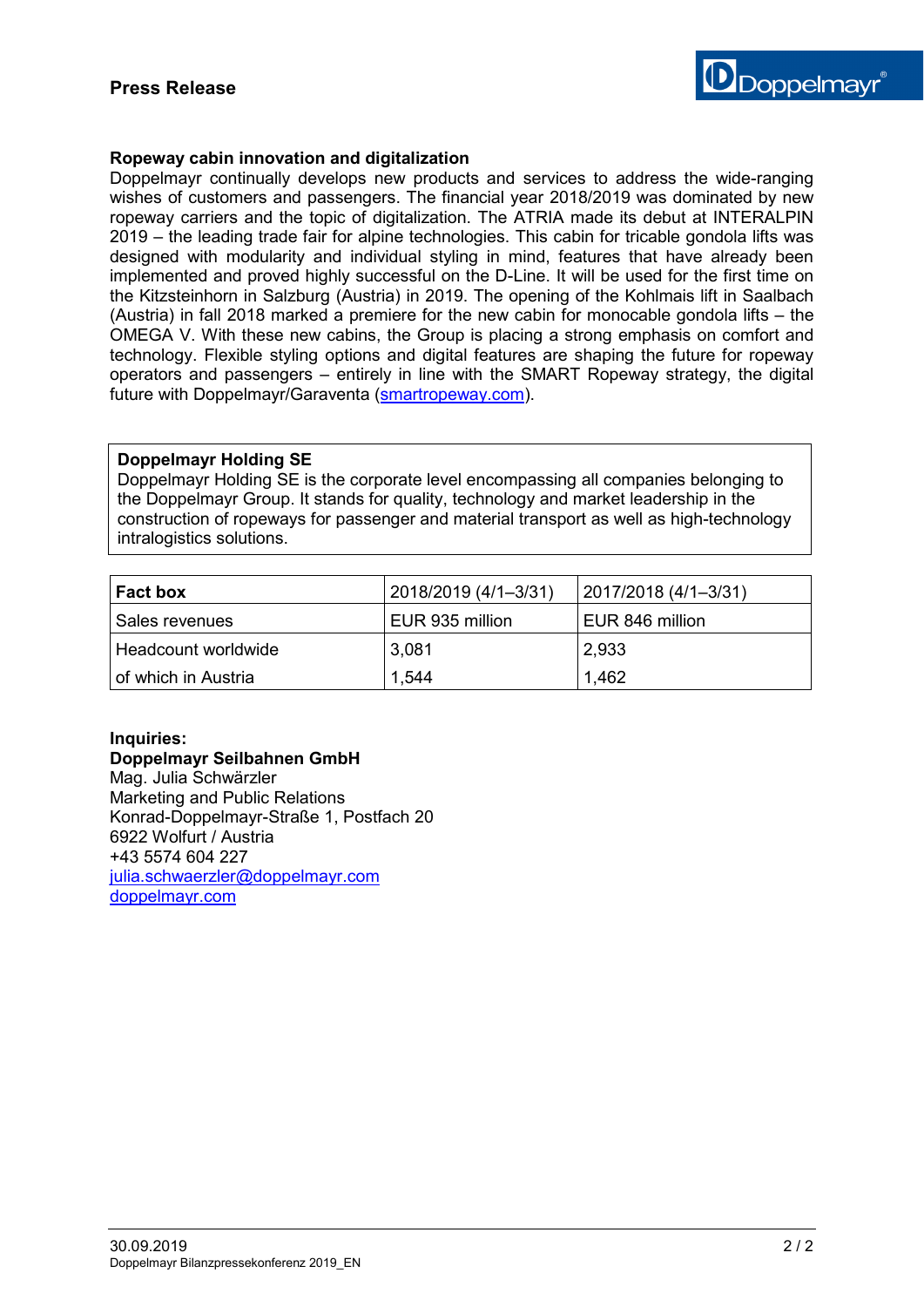**Ropeway cabin innovation and digitalization**

Doppelmayr continually develops new products and services to address the wide-ranging wishes of customers and passengers. The financial year 2018/2019 was dominated by new ropeway carriers and the topic of digitalization. The ATRIA made its debut at INTERALPIN 2019 – the leading trade fair for alpine technologies. This cabin for tricable gondola lifts was designed with modularity and individual styling in mind, features that have already been implemented and proved highly successful on the D-Line. It will be used for the first time on the Kitzsteinhorn in Salzburg (Austria) in 2019. The opening of the Kohlmais lift in Saalbach (Austria) in fall 2018 marked a premiere for the new cabin for monocable gondola lifts – the OMEGA V. With these new cabins, the Group is placing a strong emphasis on comfort and technology. Flexible styling options and digital features are shaping the future for ropeway operators and passengers – entirely in line with the SMART Ropeway strategy, the digital future with Doppelmayr/Garaventa ([smartropeway.com](smartropeway.com)).

**Doppelmayr Holding SE**

Doppelmayr Holding SE is the corporate level encompassing all companies belonging to the Doppelmayr Group. It stands for quality, technology and market leadership in the construction of ropeways for passenger and material transport as well as high-technology intralogistics solutions.

| **Fact box** | 2018/2019 (4/1–3/31) | 2017/2018 (4/1–3/31) |
|---|---|---|
| Sales revenues | EUR 935 million | EUR 846 million |
| Headcount worldwide | 3,081 | 2,933 |
| of which in Austria | 1,544 | 1,462 |

**Inquiries:**
**Doppelmayr Seilbahnen GmbH**
Mag. Julia Schwärzler
Marketing and Public Relations
Konrad-Doppelmayr-Straße 1, Postfach 20
6922 Wolfurt / Austria
+43 5574 604 227
[julia.schwaerzler@doppelmayr.com](mailto:julia.schwaerzler@doppelmayr.com)
[doppelmayr.com](doppelmayr.com)

30.09.2019
Doppelmayr Bilanzpressekonferenz 2019_EN